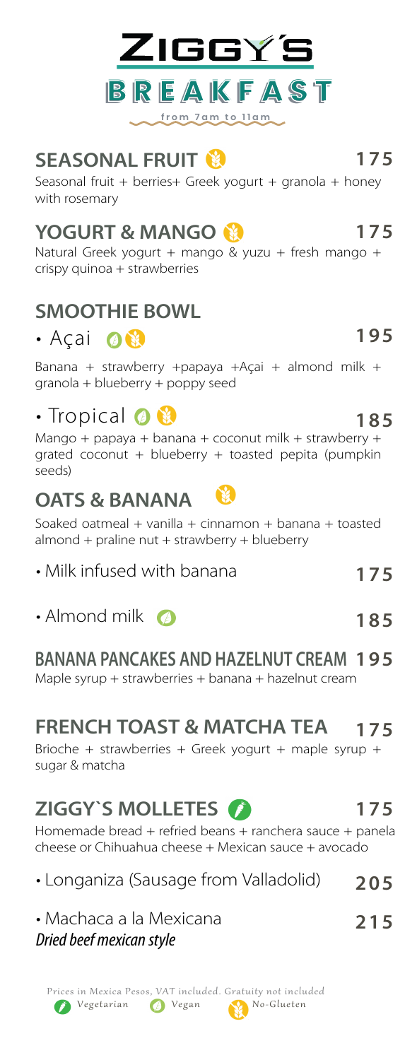# ZIGGY'S

## BREAKFAST

from 7am to 11am

### SEASONAL FRUIT (No-Glueten) — 175

Seasonal fruit + berries+ Greek yogurt + granola + honey with rosemary

### YOGURT & MANGO (No-Glueten) — 175

Natural Greek yogurt + mango & yuzu + fresh mango + crispy quinoa + strawberries

### SMOOTHIE BOWL

- **Açai** (Vegan, No-Glueten) — 195

Banana + strawberry +papaya +Açai + almond milk + granola + blueberry + poppy seed

- **Tropical** (Vegan, No-Glueten) — 185

Mango + papaya + banana + coconut milk + strawberry + grated coconut + blueberry + toasted pepita (pumpkin seeds)

### OATS & BANANA (No-Glueten)

Soaked oatmeal + vanilla + cinnamon + banana + toasted almond + praline nut + strawberry + blueberry

- Milk infused with banana — 175
- Almond milk (Vegan) — 185

### BANANA PANCAKES AND HAZELNUT CREAM — 195

Maple syrup + strawberries + banana + hazelnut cream

### FRENCH TOAST & MATCHA TEA — 175

Brioche + strawberries + Greek yogurt + maple syrup + sugar & matcha

### ZIGGY`S MOLLETES (Vegetarian) — 175

Homemade bread + refried beans + ranchera sauce + panela cheese or Chihuahua cheese + Mexican sauce + avocado

- Longaniza (Sausage from Valladolid) — 205
- Machaca a la Mexicana — 215
  *Dried beef mexican style*

Prices in Mexica Pesos, VAT included. Gratuity not included

Vegetarian · Vegan · No-Glueten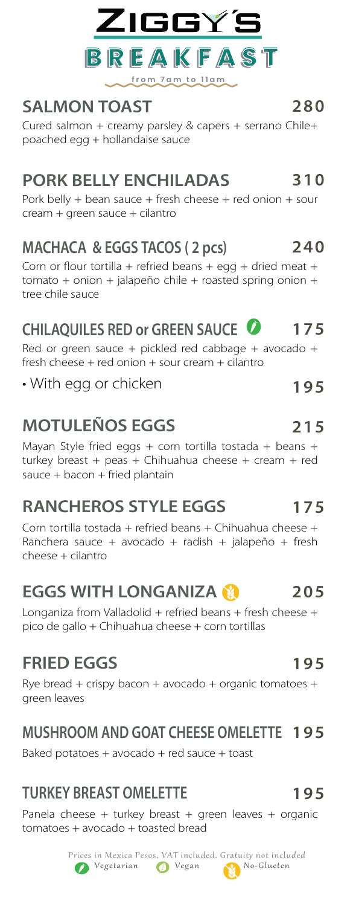# ZIGGY'S

## BREAKFAST

from 7am to 11am

### SALMON TOAST 280

Cured salmon + creamy parsley & capers + serrano Chile+ poached egg + hollandaise sauce

### PORK BELLY ENCHILADAS 310

Pork belly + bean sauce + fresh cheese + red onion + sour cream + green sauce + cilantro

### MACHACA & EGGS TACOS ( 2 pcs) 240

Corn or flour tortilla + refried beans + egg + dried meat + tomato + onion + jalapeño chile + roasted spring onion + tree chile sauce

### CHILAQUILES RED or GREEN SAUCE 175

Red or green sauce + pickled red cabbage + avocado + fresh cheese + red onion + sour cream + cilantro

- With egg or chicken 195

### MOTULEÑOS EGGS 215

Mayan Style fried eggs + corn tortilla tostada + beans + turkey breast + peas + Chihuahua cheese + cream + red sauce + bacon + fried plantain

### RANCHEROS STYLE EGGS 175

Corn tortilla tostada + refried beans + Chihuahua cheese + Ranchera sauce + avocado + radish + jalapeño + fresh cheese + cilantro

### EGGS WITH LONGANIZA 205

Longaniza from Valladolid + refried beans + fresh cheese + pico de gallo + Chihuahua cheese + corn tortillas

### FRIED EGGS 195

Rye bread + crispy bacon + avocado + organic tomatoes + green leaves

### MUSHROOM AND GOAT CHEESE OMELETTE 195

Baked potatoes + avocado + red sauce + toast

### TURKEY BREAST OMELETTE 195

Panela cheese + turkey breast + green leaves + organic tomatoes + avocado + toasted bread

Prices in Mexica Pesos, VAT included. Gratuity not included

Vegetarian Vegan No-Glueten